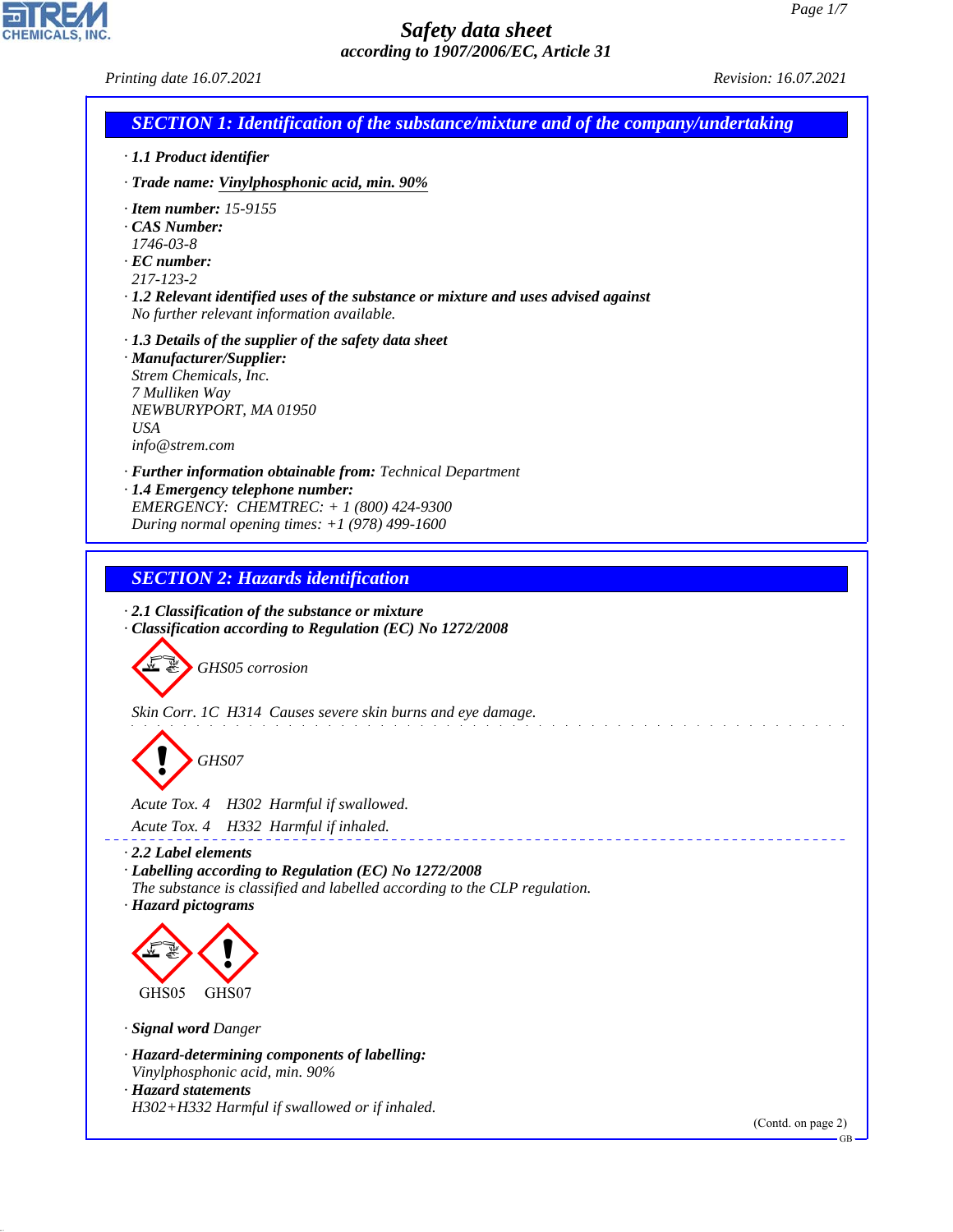# Safety data sheet

*according to 1907/2006/EC, Article 31*

*Printing date 16.07.2021* *Revision: 16.07.2021*

## SECTION 1: Identification of the substance/mixture and of the company/undertaking

· **1.1 Product identifier**

· **Trade name: Vinylphosphonic acid, min. 90%**

· **Item number:** 15-9155
· **CAS Number:**
1746-03-8
· **EC number:**
217-123-2
· **1.2 Relevant identified uses of the substance or mixture and uses advised against**
No further relevant information available.

· **1.3 Details of the supplier of the safety data sheet**
· **Manufacturer/Supplier:**
Strem Chemicals, Inc.
7 Mulliken Way
NEWBURYPORT, MA 01950
USA
info@strem.com

· **Further information obtainable from:** Technical Department
· **1.4 Emergency telephone number:**
EMERGENCY: CHEMTREC: + 1 (800) 424-9300
During normal opening times: +1 (978) 499-1600

## SECTION 2: Hazards identification

· **2.1 Classification of the substance or mixture**
· **Classification according to Regulation (EC) No 1272/2008**

GHS05 corrosion

Skin Corr. 1C H314 Causes severe skin burns and eye damage.

GHS07

Acute Tox. 4 H302 Harmful if swallowed.

Acute Tox. 4 H332 Harmful if inhaled.

· **2.2 Label elements**
· **Labelling according to Regulation (EC) No 1272/2008**
The substance is classified and labelled according to the CLP regulation.
· **Hazard pictograms**

GHS05 GHS07

· **Signal word** Danger

· **Hazard-determining components of labelling:**
Vinylphosphonic acid, min. 90%
· **Hazard statements**
H302+H332 Harmful if swallowed or if inhaled.

(Contd. on page 2)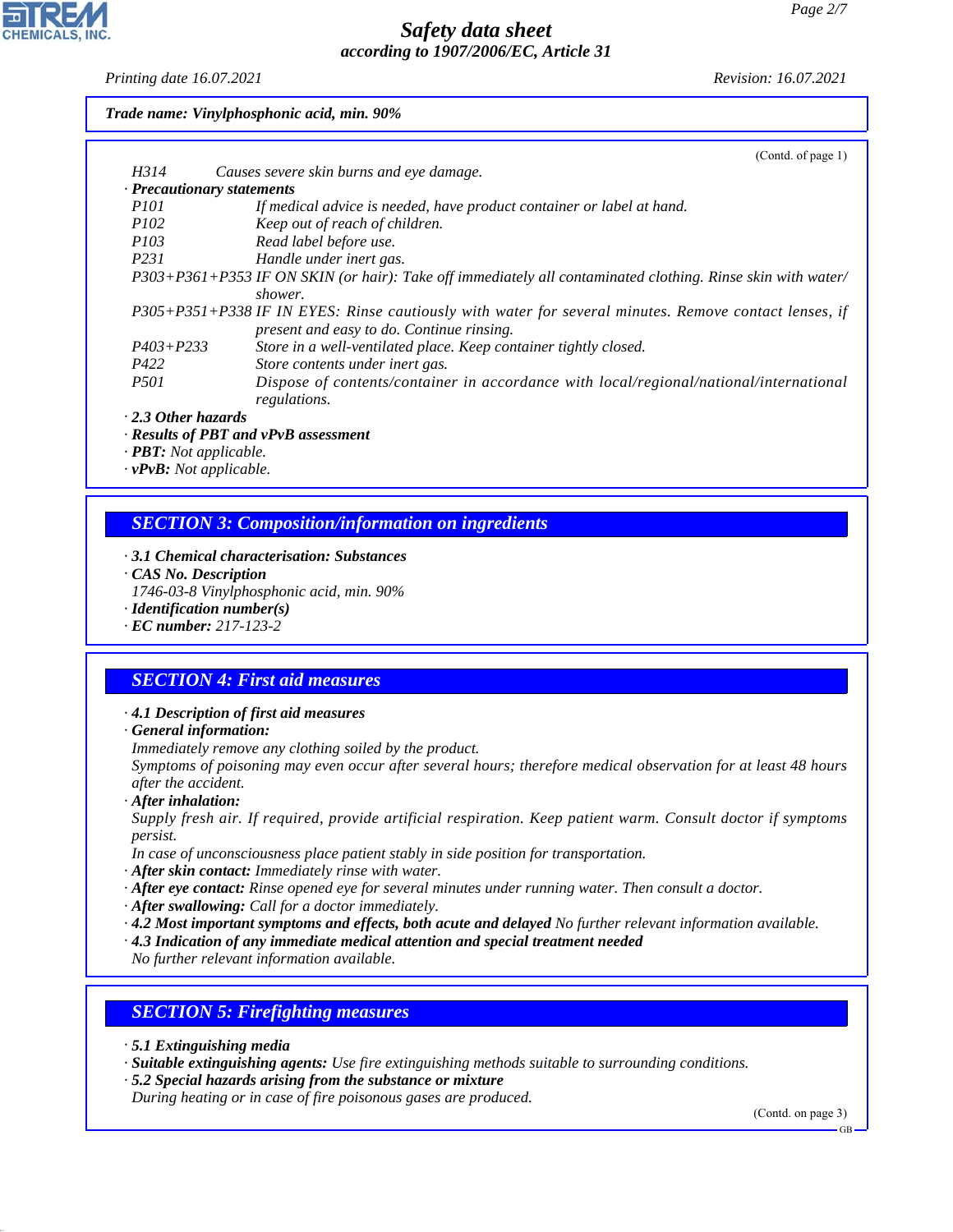*Trade name: Vinylphosphonic acid, min. 90%*

(Contd. of page 1)

H314 Causes severe skin burns and eye damage.

· **Precautionary statements**

| | |
|---|---|
| P101 | If medical advice is needed, have product container or label at hand. |
| P102 | Keep out of reach of children. |
| P103 | Read label before use. |
| P231 | Handle under inert gas. |
| P303+P361+P353 | IF ON SKIN (or hair): Take off immediately all contaminated clothing. Rinse skin with water/shower. |
| P305+P351+P338 | IF IN EYES: Rinse cautiously with water for several minutes. Remove contact lenses, if present and easy to do. Continue rinsing. |
| P403+P233 | Store in a well-ventilated place. Keep container tightly closed. |
| P422 | Store contents under inert gas. |
| P501 | Dispose of contents/container in accordance with local/regional/national/international regulations. |

· **2.3 Other hazards**
· **Results of PBT and vPvB assessment**
· **PBT:** Not applicable.
· **vPvB:** Not applicable.

## SECTION 3: Composition/information on ingredients

· **3.1 Chemical characterisation: Substances**
· **CAS No. Description**
1746-03-8 Vinylphosphonic acid, min. 90%
· **Identification number(s)**
· **EC number:** 217-123-2

## SECTION 4: First aid measures

· **4.1 Description of first aid measures**
· **General information:**
Immediately remove any clothing soiled by the product.
Symptoms of poisoning may even occur after several hours; therefore medical observation for at least 48 hours after the accident.
· **After inhalation:**
Supply fresh air. If required, provide artificial respiration. Keep patient warm. Consult doctor if symptoms persist.
In case of unconsciousness place patient stably in side position for transportation.
· **After skin contact:** Immediately rinse with water.
· **After eye contact:** Rinse opened eye for several minutes under running water. Then consult a doctor.
· **After swallowing:** Call for a doctor immediately.
· **4.2 Most important symptoms and effects, both acute and delayed** No further relevant information available.
· **4.3 Indication of any immediate medical attention and special treatment needed**
No further relevant information available.

## SECTION 5: Firefighting measures

· **5.1 Extinguishing media**
· **Suitable extinguishing agents:** Use fire extinguishing methods suitable to surrounding conditions.
· **5.2 Special hazards arising from the substance or mixture**
During heating or in case of fire poisonous gases are produced.

(Contd. on page 3)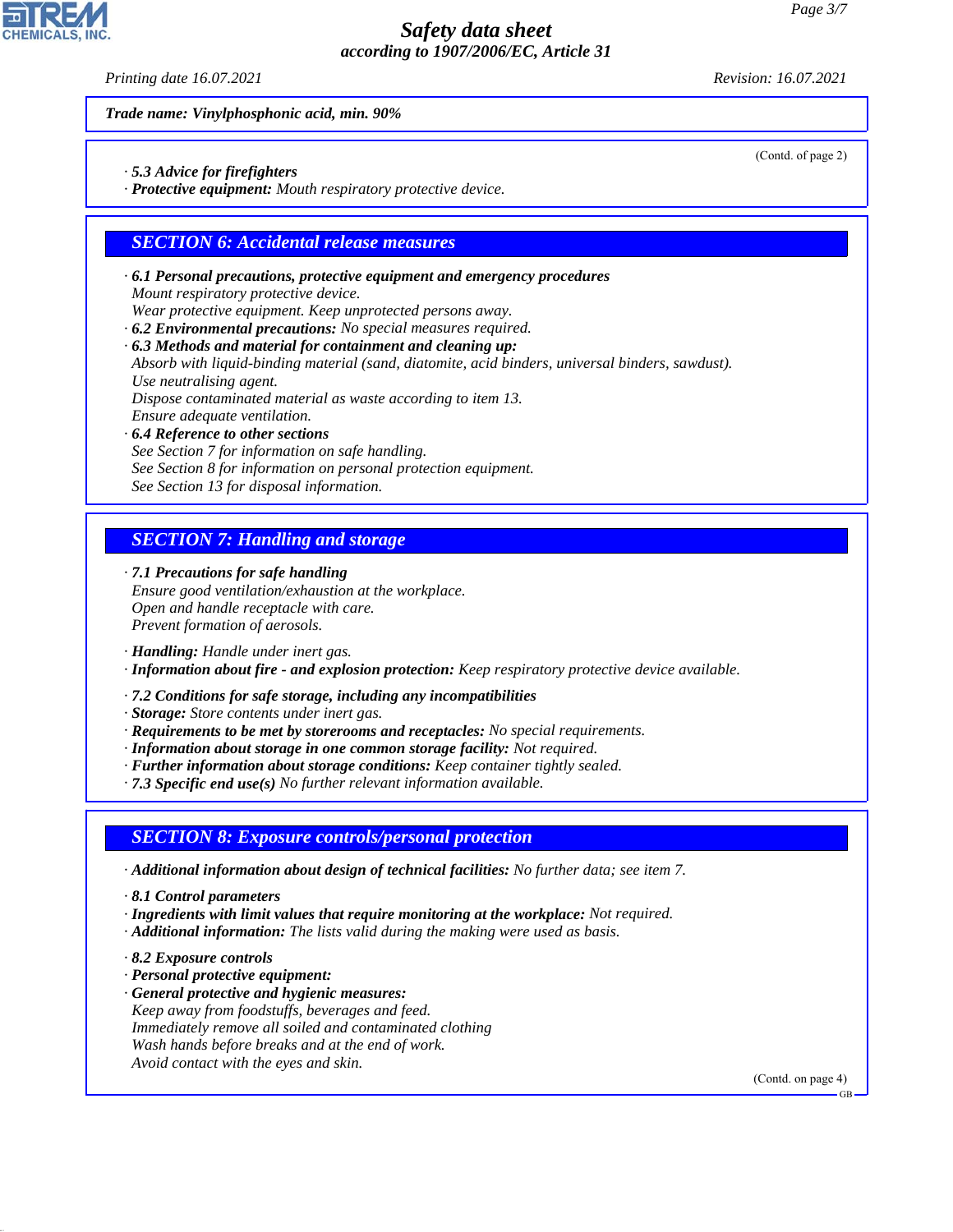**Trade name: Vinylphosphonic acid, min. 90%**

(Contd. of page 2)

· **5.3 Advice for firefighters**
· **Protective equipment:** Mouth respiratory protective device.

## SECTION 6: Accidental release measures

· **6.1 Personal precautions, protective equipment and emergency procedures**
Mount respiratory protective device.
Wear protective equipment. Keep unprotected persons away.
· **6.2 Environmental precautions:** No special measures required.
· **6.3 Methods and material for containment and cleaning up:**
Absorb with liquid-binding material (sand, diatomite, acid binders, universal binders, sawdust).
Use neutralising agent.
Dispose contaminated material as waste according to item 13.
Ensure adequate ventilation.
· **6.4 Reference to other sections**
See Section 7 for information on safe handling.
See Section 8 for information on personal protection equipment.
See Section 13 for disposal information.

## SECTION 7: Handling and storage

· **7.1 Precautions for safe handling**
Ensure good ventilation/exhaustion at the workplace.
Open and handle receptacle with care.
Prevent formation of aerosols.

· **Handling:** Handle under inert gas.
· **Information about fire - and explosion protection:** Keep respiratory protective device available.

· **7.2 Conditions for safe storage, including any incompatibilities**
· **Storage:** Store contents under inert gas.
· **Requirements to be met by storerooms and receptacles:** No special requirements.
· **Information about storage in one common storage facility:** Not required.
· **Further information about storage conditions:** Keep container tightly sealed.
· **7.3 Specific end use(s)** No further relevant information available.

## SECTION 8: Exposure controls/personal protection

· **Additional information about design of technical facilities:** No further data; see item 7.

· **8.1 Control parameters**
· **Ingredients with limit values that require monitoring at the workplace:** Not required.
· **Additional information:** The lists valid during the making were used as basis.

· **8.2 Exposure controls**
· **Personal protective equipment:**
· **General protective and hygienic measures:**
Keep away from foodstuffs, beverages and feed.
Immediately remove all soiled and contaminated clothing
Wash hands before breaks and at the end of work.
Avoid contact with the eyes and skin.

(Contd. on page 4)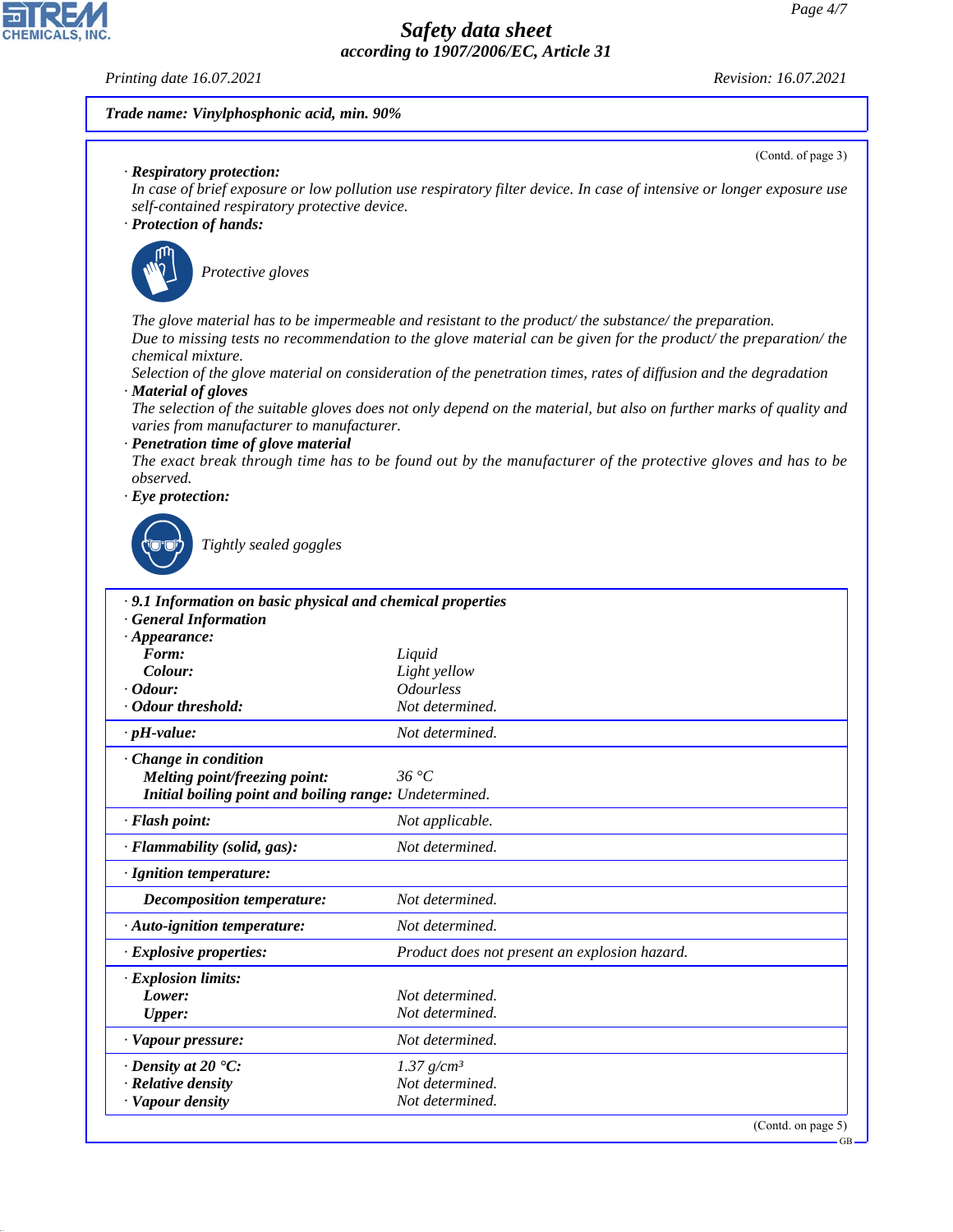**Trade name: Vinylphosphonic acid, min. 90%**

(Contd. of page 3)

· **Respiratory protection:**
In case of brief exposure or low pollution use respiratory filter device. In case of intensive or longer exposure use self-contained respiratory protective device.

· **Protection of hands:**

Protective gloves

The glove material has to be impermeable and resistant to the product/ the substance/ the preparation.
Due to missing tests no recommendation to the glove material can be given for the product/ the preparation/ the chemical mixture.
Selection of the glove material on consideration of the penetration times, rates of diffusion and the degradation

· **Material of gloves**
The selection of the suitable gloves does not only depend on the material, but also on further marks of quality and varies from manufacturer to manufacturer.

· **Penetration time of glove material**
The exact break through time has to be found out by the manufacturer of the protective gloves and has to be observed.

· **Eye protection:**

Tightly sealed goggles

· **9.1 Information on basic physical and chemical properties**

· **General Information**

| Property | Value |
|---|---|
| · **Appearance:** | |
| **Form:** | Liquid |
| **Colour:** | Light yellow |
| · **Odour:** | Odourless |
| · **Odour threshold:** | Not determined. |
| · **pH-value:** | Not determined. |
| · **Change in condition** | |
| **Melting point/freezing point:** | 36 °C |
| **Initial boiling point and boiling range:** | Undetermined. |
| · **Flash point:** | Not applicable. |
| · **Flammability (solid, gas):** | Not determined. |
| · **Ignition temperature:** | |
| **Decomposition temperature:** | Not determined. |
| · **Auto-ignition temperature:** | Not determined. |
| · **Explosive properties:** | Product does not present an explosion hazard. |
| · **Explosion limits:** | |
| **Lower:** | Not determined. |
| **Upper:** | Not determined. |
| · **Vapour pressure:** | Not determined. |
| · **Density at 20 °C:** | 1.37 g/cm³ |
| · **Relative density** | Not determined. |
| · **Vapour density** | Not determined. |

(Contd. on page 5)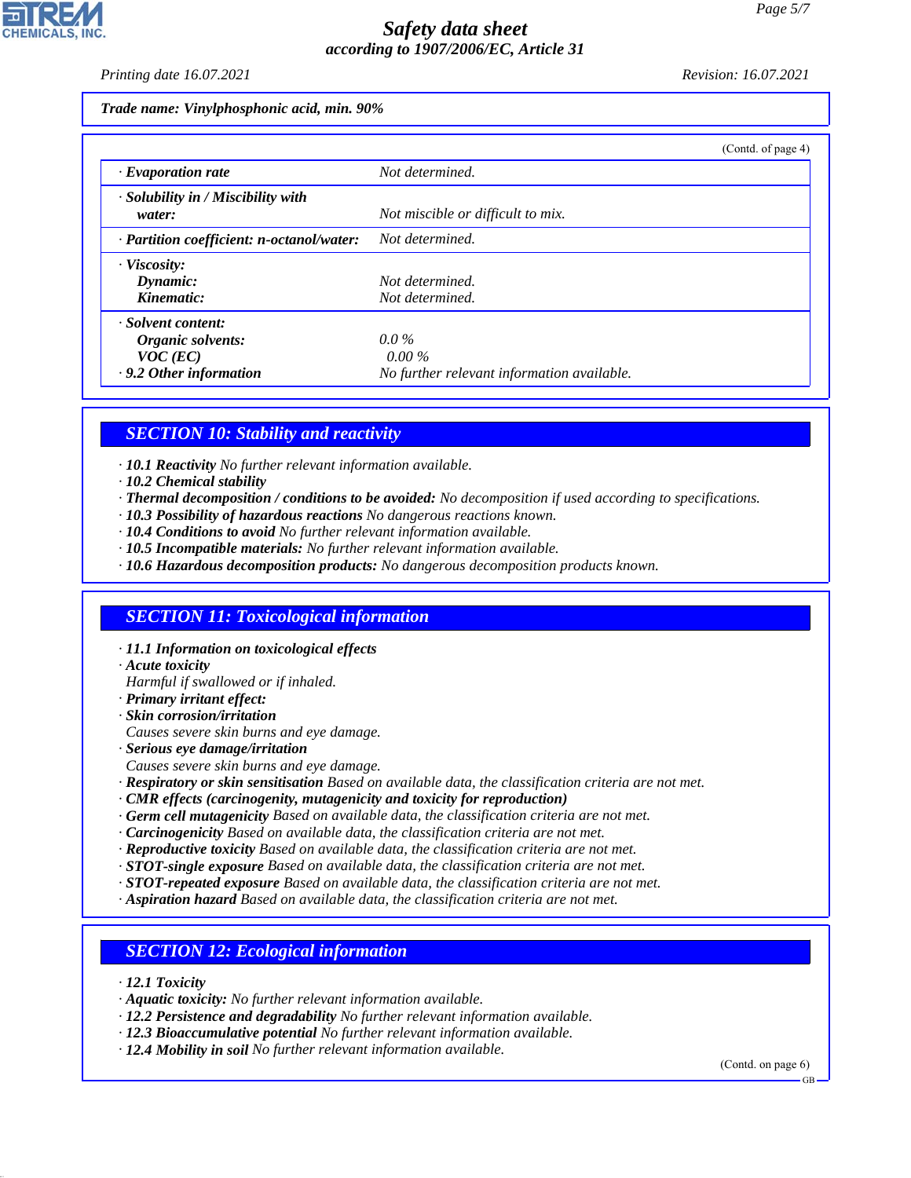**Trade name: Vinylphosphonic acid, min. 90%**

(Contd. of page 4)

| | |
|---|---|
| · **Evaporation rate** | Not determined. |
| · **Solubility in / Miscibility with water:** | Not miscible or difficult to mix. |
| · **Partition coefficient: n-octanol/water:** | Not determined. |
| · **Viscosity:** | |
| **Dynamic:** | Not determined. |
| **Kinematic:** | Not determined. |
| · **Solvent content:** | |
| **Organic solvents:** | 0.0 % |
| **VOC (EC)** | 0.00 % |
| · **9.2 Other information** | No further relevant information available. |

## SECTION 10: Stability and reactivity

· **10.1 Reactivity** No further relevant information available.
· **10.2 Chemical stability**
· **Thermal decomposition / conditions to be avoided:** No decomposition if used according to specifications.
· **10.3 Possibility of hazardous reactions** No dangerous reactions known.
· **10.4 Conditions to avoid** No further relevant information available.
· **10.5 Incompatible materials:** No further relevant information available.
· **10.6 Hazardous decomposition products:** No dangerous decomposition products known.

## SECTION 11: Toxicological information

· **11.1 Information on toxicological effects**
· **Acute toxicity**
Harmful if swallowed or if inhaled.
· **Primary irritant effect:**
· **Skin corrosion/irritation**
Causes severe skin burns and eye damage.
· **Serious eye damage/irritation**
Causes severe skin burns and eye damage.
· **Respiratory or skin sensitisation** Based on available data, the classification criteria are not met.
· **CMR effects (carcinogenity, mutagenicity and toxicity for reproduction)**
· **Germ cell mutagenicity** Based on available data, the classification criteria are not met.
· **Carcinogenicity** Based on available data, the classification criteria are not met.
· **Reproductive toxicity** Based on available data, the classification criteria are not met.
· **STOT-single exposure** Based on available data, the classification criteria are not met.
· **STOT-repeated exposure** Based on available data, the classification criteria are not met.
· **Aspiration hazard** Based on available data, the classification criteria are not met.

## SECTION 12: Ecological information

· **12.1 Toxicity**
· **Aquatic toxicity:** No further relevant information available.
· **12.2 Persistence and degradability** No further relevant information available.
· **12.3 Bioaccumulative potential** No further relevant information available.
· **12.4 Mobility in soil** No further relevant information available.

(Contd. on page 6)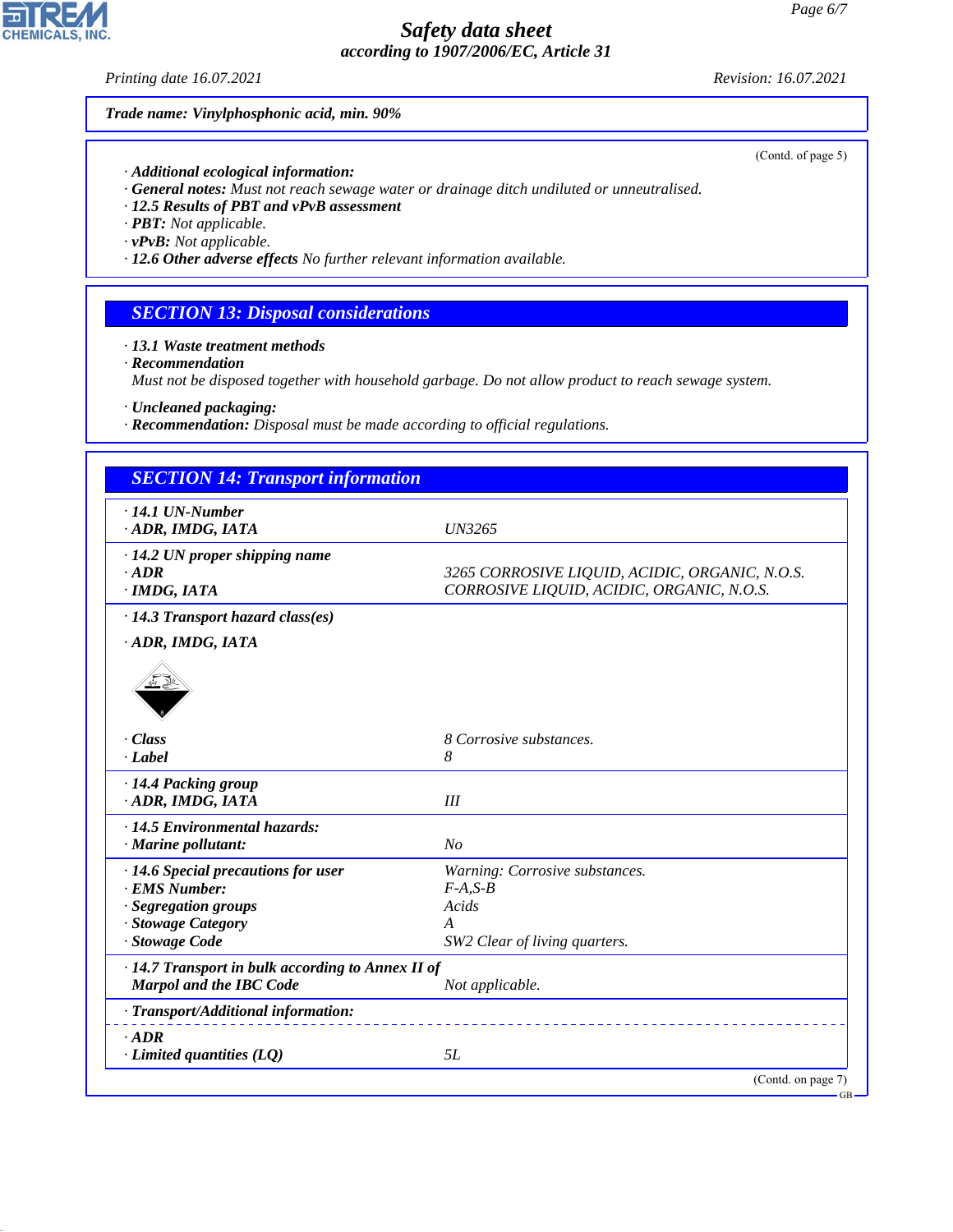Trade name: Vinylphosphonic acid, min. 90%

(Contd. of page 5)

· **Additional ecological information:**
· **General notes:** Must not reach sewage water or drainage ditch undiluted or unneutralised.
· **12.5 Results of PBT and vPvB assessment**
· **PBT:** Not applicable.
· **vPvB:** Not applicable.
· **12.6 Other adverse effects** No further relevant information available.

## SECTION 13: Disposal considerations

· **13.1 Waste treatment methods**
· **Recommendation**
Must not be disposed together with household garbage. Do not allow product to reach sewage system.

· **Uncleaned packaging:**
· **Recommendation:** Disposal must be made according to official regulations.

## SECTION 14: Transport information

| | |
|---|---|
| · **14.1 UN-Number** | |
| · **ADR, IMDG, IATA** | UN3265 |
| · **14.2 UN proper shipping name** | |
| · **ADR** | 3265 CORROSIVE LIQUID, ACIDIC, ORGANIC, N.O.S. |
| · **IMDG, IATA** | CORROSIVE LIQUID, ACIDIC, ORGANIC, N.O.S. |
| · **14.3 Transport hazard class(es)** | |
| · **ADR, IMDG, IATA** | |
| · **Class** | 8 Corrosive substances. |
| · **Label** | 8 |
| · **14.4 Packing group** | |
| · **ADR, IMDG, IATA** | III |
| · **14.5 Environmental hazards:** | |
| · **Marine pollutant:** | No |
| · **14.6 Special precautions for user** | Warning: Corrosive substances. |
| · **EMS Number:** | F-A,S-B |
| · **Segregation groups** | Acids |
| · **Stowage Category** | A |
| · **Stowage Code** | SW2 Clear of living quarters. |
| · **14.7 Transport in bulk according to Annex II of Marpol and the IBC Code** | Not applicable. |
| · **Transport/Additional information:** | |
| · **ADR** | |
| · **Limited quantities (LQ)** | 5L |

(Contd. on page 7)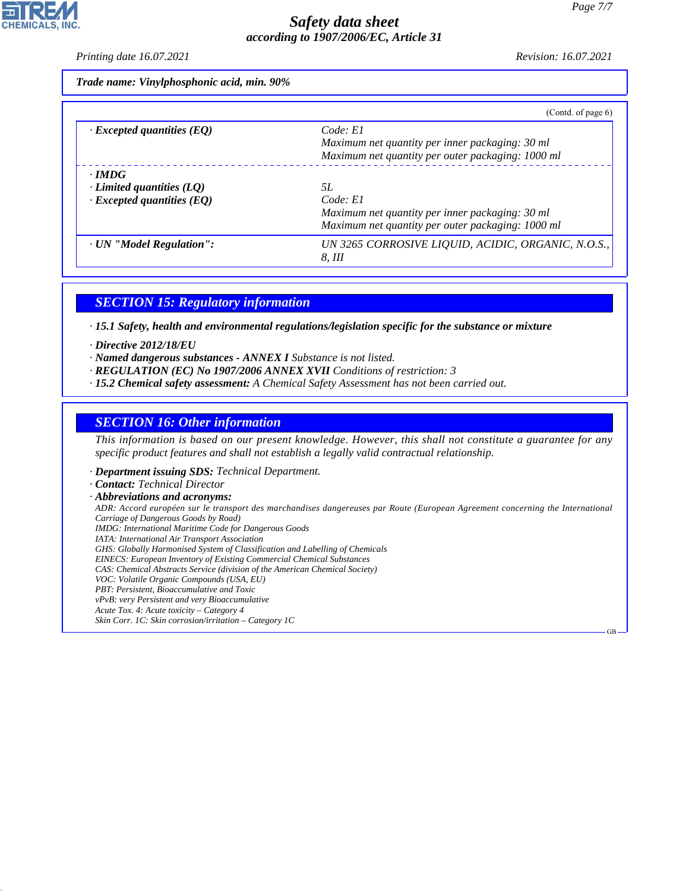**Trade name: Vinylphosphonic acid, min. 90%**

(Contd. of page 6)

| | |
|---|---|
| · **Excepted quantities (EQ)** | Code: E1<br>Maximum net quantity per inner packaging: 30 ml<br>Maximum net quantity per outer packaging: 1000 ml |
| · **IMDG** | |
| · **Limited quantities (LQ)** | 5L |
| · **Excepted quantities (EQ)** | Code: E1<br>Maximum net quantity per inner packaging: 30 ml<br>Maximum net quantity per outer packaging: 1000 ml |
| · **UN "Model Regulation":** | UN 3265 CORROSIVE LIQUID, ACIDIC, ORGANIC, N.O.S., 8, III |

## SECTION 15: Regulatory information

· **15.1 Safety, health and environmental regulations/legislation specific for the substance or mixture**

· **Directive 2012/18/EU**
· **Named dangerous substances - ANNEX I** Substance is not listed.
· **REGULATION (EC) No 1907/2006 ANNEX XVII** Conditions of restriction: 3
· **15.2 Chemical safety assessment:** A Chemical Safety Assessment has not been carried out.

## SECTION 16: Other information

This information is based on our present knowledge. However, this shall not constitute a guarantee for any specific product features and shall not establish a legally valid contractual relationship.

· **Department issuing SDS:** Technical Department.
· **Contact:** Technical Director
· **Abbreviations and acronyms:**
ADR: Accord européen sur le transport des marchandises dangereuses par Route (European Agreement concerning the International Carriage of Dangerous Goods by Road)
IMDG: International Maritime Code for Dangerous Goods
IATA: International Air Transport Association
GHS: Globally Harmonised System of Classification and Labelling of Chemicals
EINECS: European Inventory of Existing Commercial Chemical Substances
CAS: Chemical Abstracts Service (division of the American Chemical Society)
VOC: Volatile Organic Compounds (USA, EU)
PBT: Persistent, Bioaccumulative and Toxic
vPvB: very Persistent and very Bioaccumulative
Acute Tox. 4: Acute toxicity – Category 4
Skin Corr. 1C: Skin corrosion/irritation – Category 1C